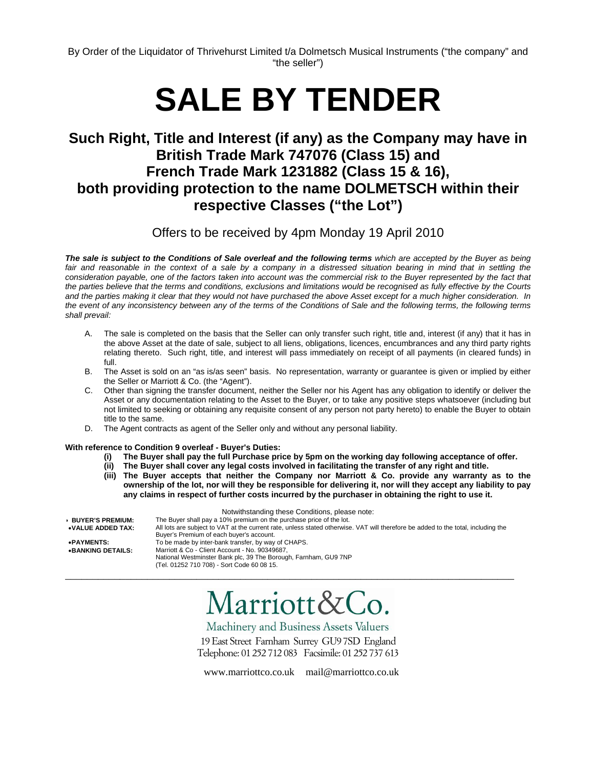By Order of the Liquidator of Thrivehurst Limited t/a Dolmetsch Musical Instruments ("the company" and "the seller")

# SALE BY TENDER

## Such Right, Title and Interest (if any) as the Company may have in British Trade Mark 747076 (Class 15) and French Trade Mark 1231882 (Class 15 & 16), both providing protection to the name DOLMETSCH within their respective Classes ("the Lot")

Offers to be received by 4pm Monday 19 April 2010

***The sale is subject to the Conditions of Sale overleaf and the following terms*** *which are accepted by the Buyer as being fair and reasonable in the context of a sale by a company in a distressed situation bearing in mind that in settling the consideration payable, one of the factors taken into account was the commercial risk to the Buyer represented by the fact that the parties believe that the terms and conditions, exclusions and limitations would be recognised as fully effective by the Courts and the parties making it clear that they would not have purchased the above Asset except for a much higher consideration. In the event of any inconsistency between any of the terms of the Conditions of Sale and the following terms, the following terms shall prevail:*

A. The sale is completed on the basis that the Seller can only transfer such right, title and, interest (if any) that it has in the above Asset at the date of sale, subject to all liens, obligations, licences, encumbrances and any third party rights relating thereto. Such right, title, and interest will pass immediately on receipt of all payments (in cleared funds) in full.
B. The Asset is sold on an "as is/as seen" basis. No representation, warranty or guarantee is given or implied by either the Seller or Marriott & Co. (the "Agent").
C. Other than signing the transfer document, neither the Seller nor his Agent has any obligation to identify or deliver the Asset or any documentation relating to the Asset to the Buyer, or to take any positive steps whatsoever (including but not limited to seeking or obtaining any requisite consent of any person not party hereto) to enable the Buyer to obtain title to the same.
D. The Agent contracts as agent of the Seller only and without any personal liability.

**With reference to Condition 9 overleaf - Buyer's Duties:**

**(i) The Buyer shall pay the full Purchase price by 5pm on the working day following acceptance of offer.**
**(ii) The Buyer shall cover any legal costs involved in facilitating the transfer of any right and title.**
**(iii) The Buyer accepts that neither the Company nor Marriott & Co. provide any warranty as to the ownership of the lot, nor will they be responsible for delivering it, nor will they accept any liability to pay any claims in respect of further costs incurred by the purchaser in obtaining the right to use it.**

Notwithstanding these Conditions, please note:

- **BUYER'S PREMIUM:** The Buyer shall pay a 10% premium on the purchase price of the lot.
- **VALUE ADDED TAX:** All lots are subject to VAT at the current rate, unless stated otherwise. VAT will therefore be added to the total, including the Buyer's Premium of each buyer's account.
- **PAYMENTS:** To be made by inter-bank transfer, by way of CHAPS.
- **BANKING DETAILS:** Marriott & Co - Client Account - No. 90349687, National Westminster Bank plc, 39 The Borough, Farnham, GU9 7NP (Tel. 01252 710 708) - Sort Code 60 08 15.

---

Marriott&Co.

Machinery and Business Assets Valuers

19 East Street Farnham Surrey GU9 7SD England
Telephone: 01 252 712 083 Facsimile: 01 252 737 613

www.marriottco.co.uk mail@marriottco.co.uk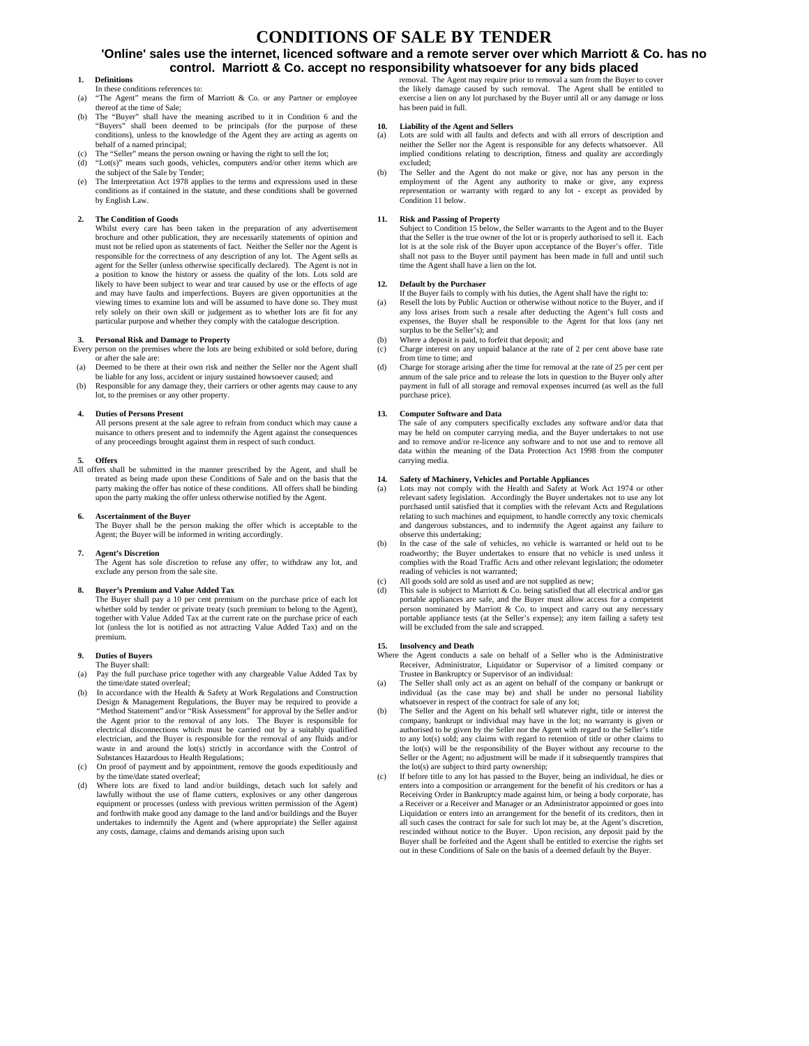# CONDITIONS OF SALE BY TENDER

## 'Online' sales use the internet, licenced software and a remote server over which Marriott & Co. has no control. Marriott & Co. accept no responsibility whatsoever for any bids placed

**1. Definitions**

In these conditions references to:

(a) "The Agent" means the firm of Marriott & Co. or any Partner or employee thereof at the time of Sale;

(b) The "Buyer" shall have the meaning ascribed to it in Condition 6 and the "Buyers" shall been deemed to be principals (for the purpose of these conditions), unless to the knowledge of the Agent they are acting as agents on behalf of a named principal;

(c) The "Seller" means the person owning or having the right to sell the lot;

(d) "Lot(s)" means such goods, vehicles, computers and/or other items which are the subject of the Sale by Tender;

(e) The Interpretation Act 1978 applies to the terms and expressions used in these conditions as if contained in the statute, and these conditions shall be governed by English Law.

**2. The Condition of Goods**

Whilst every care has been taken in the preparation of any advertisement brochure and other publication, they are necessarily statements of opinion and must not be relied upon as statements of fact. Neither the Seller nor the Agent is responsible for the correctness of any description of any lot. The Agent sells as agent for the Seller (unless otherwise specifically declared). The Agent is not in a position to know the history or assess the quality of the lots. Lots sold are likely to have been subject to wear and tear caused by use or the effects of age and may have faults and imperfections. Buyers are given opportunities at the viewing times to examine lots and will be assumed to have done so. They must rely solely on their own skill or judgement as to whether lots are fit for any particular purpose and whether they comply with the catalogue description.

**3. Personal Risk and Damage to Property**

Every person on the premises where the lots are being exhibited or sold before, during or after the sale are:

(a) Deemed to be there at their own risk and neither the Seller nor the Agent shall be liable for any loss, accident or injury sustained howsoever caused; and

(b) Responsible for any damage they, their carriers or other agents may cause to any lot, to the premises or any other property.

**4. Duties of Persons Present**

All persons present at the sale agree to refrain from conduct which may cause a nuisance to others present and to indemnify the Agent against the consequences of any proceedings brought against them in respect of such conduct.

**5. Offers**

All offers shall be submitted in the manner prescribed by the Agent, and shall be treated as being made upon these Conditions of Sale and on the basis that the party making the offer has notice of these conditions. All offers shall be binding upon the party making the offer unless otherwise notified by the Agent.

**6. Ascertainment of the Buyer**

The Buyer shall be the person making the offer which is acceptable to the Agent; the Buyer will be informed in writing accordingly.

**7. Agent's Discretion**

The Agent has sole discretion to refuse any offer, to withdraw any lot, and exclude any person from the sale site.

**8. Buyer's Premium and Value Added Tax**

The Buyer shall pay a 10 per cent premium on the purchase price of each lot whether sold by tender or private treaty (such premium to belong to the Agent), together with Value Added Tax at the current rate on the purchase price of each lot (unless the lot is notified as not attracting Value Added Tax) and on the premium.

**9. Duties of Buyers**

The Buyer shall:

(a) Pay the full purchase price together with any chargeable Value Added Tax by the time/date stated overleaf;

(b) In accordance with the Health & Safety at Work Regulations and Construction Design & Management Regulations, the Buyer may be required to provide a "Method Statement" and/or "Risk Assessment" for approval by the Seller and/or the Agent prior to the removal of any lots. The Buyer is responsible for electrical disconnections which must be carried out by a suitably qualified electrician, and the Buyer is responsible for the removal of any fluids and/or waste in and around the lot(s) strictly in accordance with the Control of Substances Hazardous to Health Regulations;

(c) On proof of payment and by appointment, remove the goods expeditiously and by the time/date stated overleaf;

(d) Where lots are fixed to land and/or buildings, detach such lot safely and lawfully without the use of flame cutters, explosives or any other dangerous equipment or processes (unless with previous written permission of the Agent) and forthwith make good any damage to the land and/or buildings and the Buyer undertakes to indemnify the Agent and (where appropriate) the Seller against any costs, damage, claims and demands arising upon such removal. The Agent may require prior to removal a sum from the Buyer to cover the likely damage caused by such removal. The Agent shall be entitled to exercise a lien on any lot purchased by the Buyer until all or any damage or loss has been paid in full.

**10. Liability of the Agent and Sellers**

(a) Lots are sold with all faults and defects and with all errors of description and neither the Seller nor the Agent is responsible for any defects whatsoever. All implied conditions relating to description, fitness and quality are accordingly excluded;

(b) The Seller and the Agent do not make or give, nor has any person in the employment of the Agent any authority to make or give, any express representation or warranty with regard to any lot - except as provided by Condition 11 below.

**11. Risk and Passing of Property**

Subject to Condition 15 below, the Seller warrants to the Agent and to the Buyer that the Seller is the true owner of the lot or is properly authorised to sell it. Each lot is at the sole risk of the Buyer upon acceptance of the Buyer's offer. Title shall not pass to the Buyer until payment has been made in full and until such time the Agent shall have a lien on the lot.

**12. Default by the Purchaser**

If the Buyer fails to comply with his duties, the Agent shall have the right to:

(a) Resell the lots by Public Auction or otherwise without notice to the Buyer, and if any loss arises from such a resale after deducting the Agent's full costs and expenses, the Buyer shall be responsible to the Agent for that loss (any net surplus to be the Seller's); and

(b) Where a deposit is paid, to forfeit that deposit; and

(c) Charge interest on any unpaid balance at the rate of 2 per cent above base rate from time to time; and

(d) Charge for storage arising after the time for removal at the rate of 25 per cent per annum of the sale price and to release the lots in question to the Buyer only after payment in full of all storage and removal expenses incurred (as well as the full purchase price).

**13. Computer Software and Data**

The sale of any computers specifically excludes any software and/or data that may be held on computer carrying media, and the Buyer undertakes to not use and to remove and/or re-licence any software and to not use and to remove all data within the meaning of the Data Protection Act 1998 from the computer carrying media.

**14. Safety of Machinery, Vehicles and Portable Appliances**

(a) Lots may not comply with the Health and Safety at Work Act 1974 or other relevant safety legislation. Accordingly the Buyer undertakes not to use any lot purchased until satisfied that it complies with the relevant Acts and Regulations relating to such machines and equipment, to handle correctly any toxic chemicals and dangerous substances, and to indemnify the Agent against any failure to observe this undertaking;

(b) In the case of the sale of vehicles, no vehicle is warranted or held out to be roadworthy; the Buyer undertakes to ensure that no vehicle is used unless it complies with the Road Traffic Acts and other relevant legislation; the odometer reading of vehicles is not warranted;

(c) All goods sold are sold as used and are not supplied as new;

(d) This sale is subject to Marriott & Co. being satisfied that all electrical and/or gas portable appliances are safe, and the Buyer must allow access for a competent person nominated by Marriott & Co. to inspect and carry out any necessary portable appliance tests (at the Seller's expense); any item failing a safety test will be excluded from the sale and scrapped.

**15. Insolvency and Death**

Where the Agent conducts a sale on behalf of a Seller who is the Administrative Receiver, Administrator, Liquidator or Supervisor of a limited company or Trustee in Bankruptcy or Supervisor of an individual:

(a) The Seller shall only act as an agent on behalf of the company or bankrupt or individual (as the case may be) and shall be under no personal liability whatsoever in respect of the contract for sale of any lot;

(b) The Seller and the Agent on his behalf sell whatever right, title or interest the company, bankrupt or individual may have in the lot; no warranty is given or authorised to be given by the Seller nor the Agent with regard to the Seller's title to any lot(s) sold; any claims with regard to retention of title or other claims to the lot(s) will be the responsibility of the Buyer without any recourse to the Seller or the Agent; no adjustment will be made if it subsequently transpires that the lot(s) are subject to third party ownership;

(c) If before title to any lot has passed to the Buyer, being an individual, he dies or enters into a composition or arrangement for the benefit of his creditors or has a Receiving Order in Bankruptcy made against him, or being a body corporate, has a Receiver or a Receiver and Manager or an Administrator appointed or goes into Liquidation or enters into an arrangement for the benefit of its creditors, then in all such cases the contract for sale for such lot may be, at the Agent's discretion, rescinded without notice to the Buyer. Upon recision, any deposit paid by the Buyer shall be forfeited and the Agent shall be entitled to exercise the rights set out in these Conditions of Sale on the basis of a deemed default by the Buyer.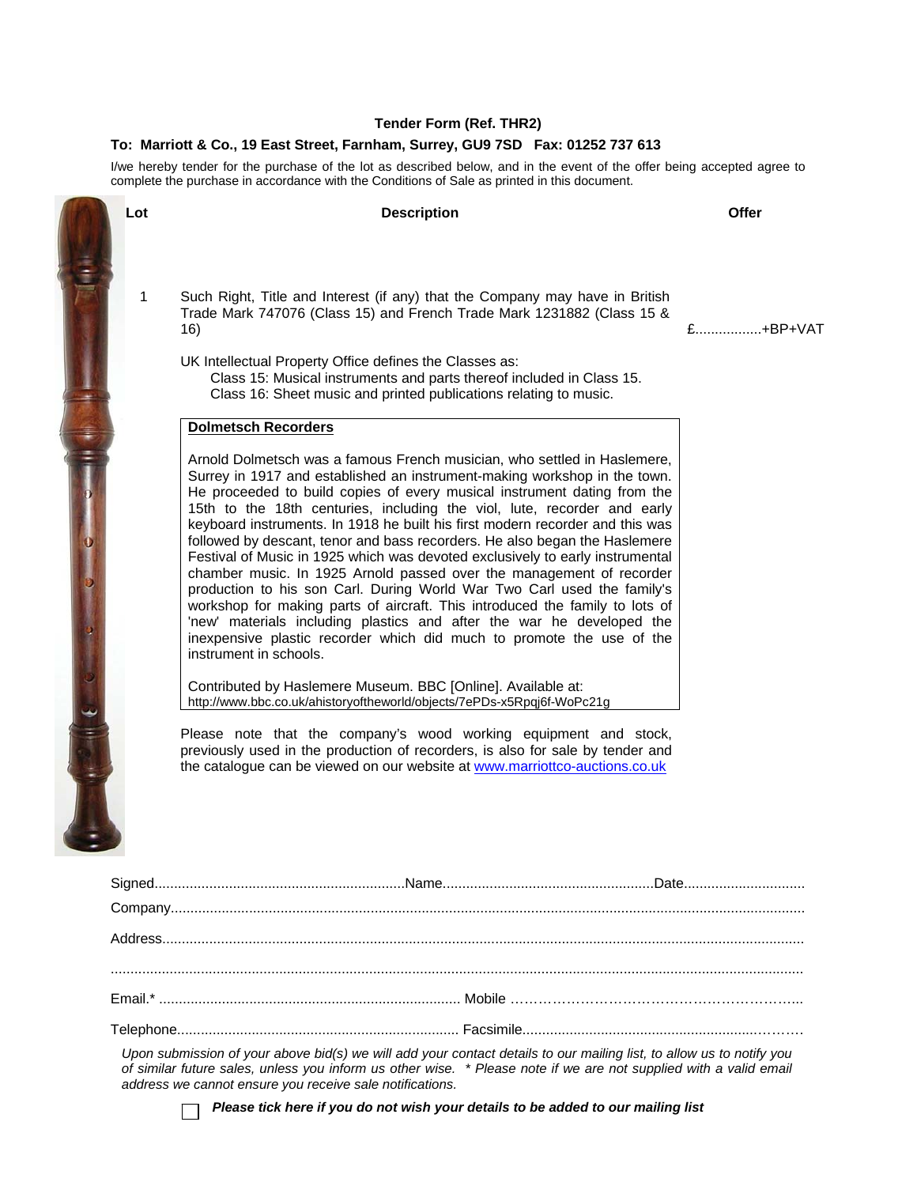**Tender Form (Ref. THR2)**

**To: Marriott & Co., 19 East Street, Farnham, Surrey, GU9 7SD Fax: 01252 737 613**

I/we hereby tender for the purchase of the lot as described below, and in the event of the offer being accepted agree to complete the purchase in accordance with the Conditions of Sale as printed in this document.

| Lot | Description | Offer |
|---|---|---|
| 1 | Such Right, Title and Interest (if any) that the Company may have in British Trade Mark 747076 (Class 15) and French Trade Mark 1231882 (Class 15 & 16) | £................+BP+VAT |

UK Intellectual Property Office defines the Classes as:

- Class 15: Musical instruments and parts thereof included in Class 15.
- Class 16: Sheet music and printed publications relating to music.

**Dolmetsch Recorders**

Arnold Dolmetsch was a famous French musician, who settled in Haslemere, Surrey in 1917 and established an instrument-making workshop in the town. He proceeded to build copies of every musical instrument dating from the 15th to the 18th centuries, including the viol, lute, recorder and early keyboard instruments. In 1918 he built his first modern recorder and this was followed by descant, tenor and bass recorders. He also began the Haslemere Festival of Music in 1925 which was devoted exclusively to early instrumental chamber music. In 1925 Arnold passed over the management of recorder production to his son Carl. During World War Two Carl used the family's workshop for making parts of aircraft. This introduced the family to lots of 'new' materials including plastics and after the war he developed the inexpensive plastic recorder which did much to promote the use of the instrument in schools.

Contributed by Haslemere Museum. BBC [Online]. Available at: http://www.bbc.co.uk/ahistoryoftheworld/objects/7ePDs-x5Rpqj6f-WoPc21g

Please note that the company's wood working equipment and stock, previously used in the production of recorders, is also for sale by tender and the catalogue can be viewed on our website at www.marriottco-auctions.co.uk

Signed................................................................Name......................................................Date...............................

Company...................................................................................................................................................

Address.....................................................................................................................................................

...................................................................................................................................................................

Email.* ............................................................................ Mobile ……………………………………………………..

Telephone....................................................................... Facsimile.....................................................………

*Upon submission of your above bid(s) we will add your contact details to our mailing list, to allow us to notify you of similar future sales, unless you inform us other wise. * Please note if we are not supplied with a valid email address we cannot ensure you receive sale notifications.*

☐ ***Please tick here if you do not wish your details to be added to our mailing list***